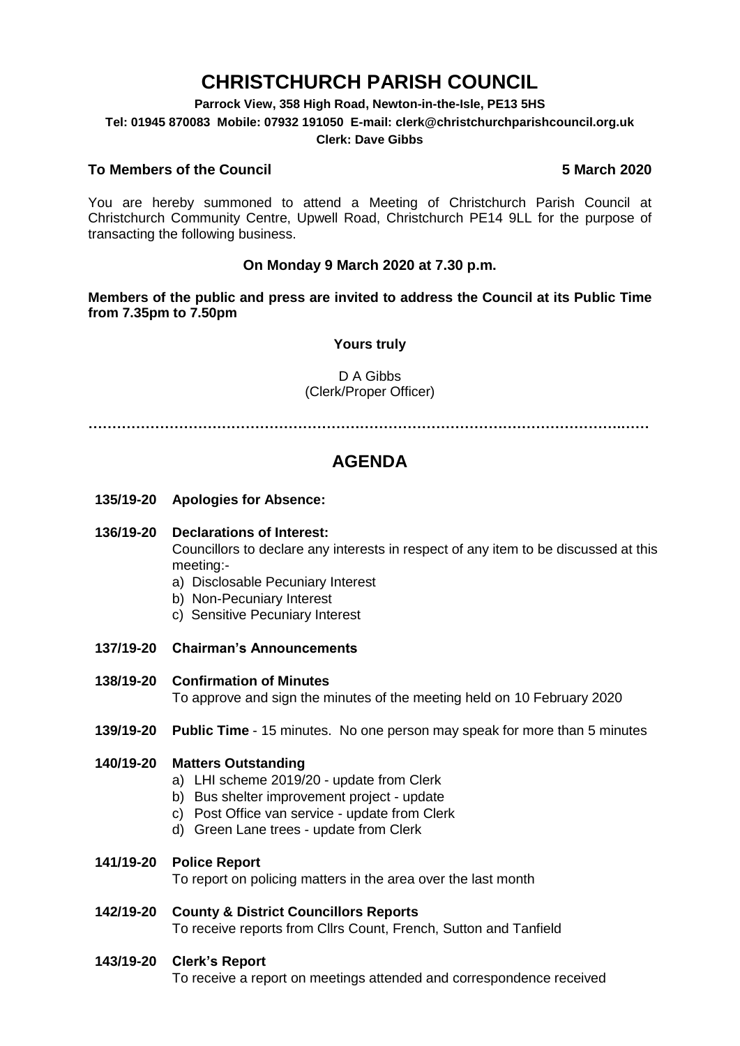# CHRISTCHURCH PARISH COUNCIL

**Parrock View, 358 High Road, Newton-in-the-Isle, PE13 5HS**
**Tel: 01945 870083 Mobile: 07932 191050 E-mail: clerk@christchurchparishcouncil.org.uk**
**Clerk: Dave Gibbs**

**To Members of the Council** **5 March 2020**

You are hereby summoned to attend a Meeting of Christchurch Parish Council at Christchurch Community Centre, Upwell Road, Christchurch PE14 9LL for the purpose of transacting the following business.

**On Monday 9 March 2020 at 7.30 p.m.**

**Members of the public and press are invited to address the Council at its Public Time from 7.35pm to 7.50pm**

**Yours truly**

D A Gibbs
(Clerk/Proper Officer)

…………………………………………………………………………………………………….……

## AGENDA

**135/19-20 Apologies for Absence:**

**136/19-20 Declarations of Interest:**
Councillors to declare any interests in respect of any item to be discussed at this meeting:-
a) Disclosable Pecuniary Interest
b) Non-Pecuniary Interest
c) Sensitive Pecuniary Interest

**137/19-20 Chairman's Announcements**

**138/19-20 Confirmation of Minutes**
To approve and sign the minutes of the meeting held on 10 February 2020

**139/19-20 Public Time** - 15 minutes. No one person may speak for more than 5 minutes

**140/19-20 Matters Outstanding**
a) LHI scheme 2019/20 - update from Clerk
b) Bus shelter improvement project - update
c) Post Office van service - update from Clerk
d) Green Lane trees - update from Clerk

**141/19-20 Police Report**
To report on policing matters in the area over the last month

**142/19-20 County & District Councillors Reports**
To receive reports from Cllrs Count, French, Sutton and Tanfield

**143/19-20 Clerk's Report**
To receive a report on meetings attended and correspondence received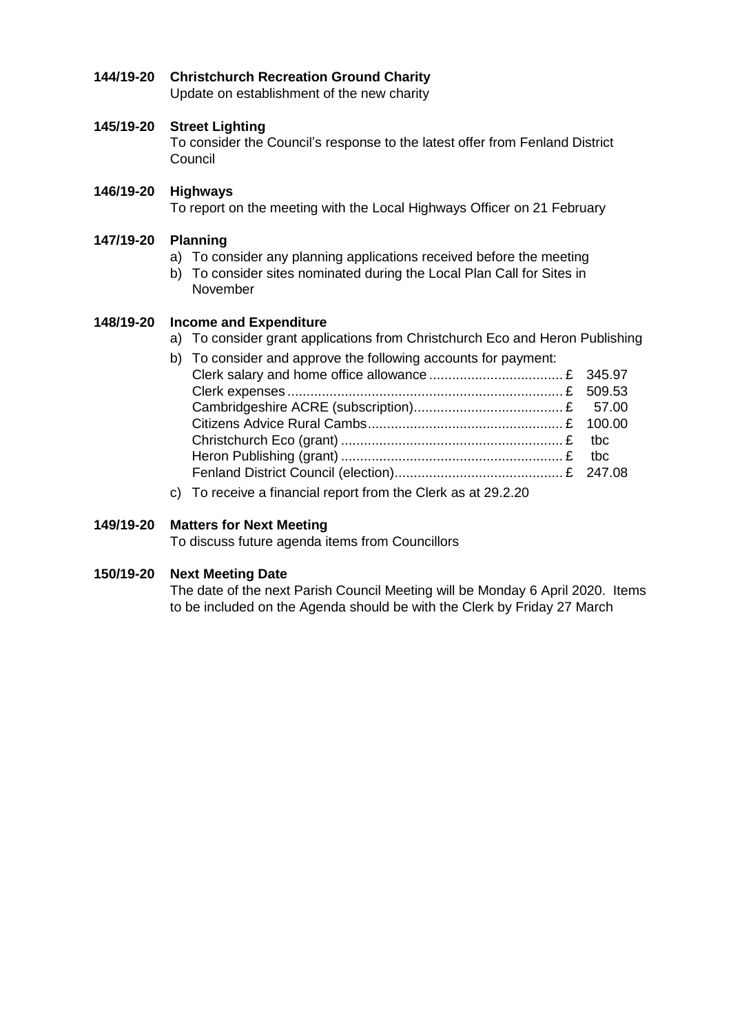**144/19-20 Christchurch Recreation Ground Charity**

Update on establishment of the new charity

**145/19-20 Street Lighting**

To consider the Council's response to the latest offer from Fenland District Council

**146/19-20 Highways**

To report on the meeting with the Local Highways Officer on 21 February

**147/19-20 Planning**

a) To consider any planning applications received before the meeting
b) To consider sites nominated during the Local Plan Call for Sites in November

**148/19-20 Income and Expenditure**

a) To consider grant applications from Christchurch Eco and Heron Publishing
b) To consider and approve the following accounts for payment:

| | | |
|---|---|---|
| Clerk salary and home office allowance | £ | 345.97 |
| Clerk expenses | £ | 509.53 |
| Cambridgeshire ACRE (subscription) | £ | 57.00 |
| Citizens Advice Rural Cambs | £ | 100.00 |
| Christchurch Eco (grant) | £ | tbc |
| Heron Publishing (grant) | £ | tbc |
| Fenland District Council (election) | £ | 247.08 |

c) To receive a financial report from the Clerk as at 29.2.20

**149/19-20 Matters for Next Meeting**

To discuss future agenda items from Councillors

**150/19-20 Next Meeting Date**

The date of the next Parish Council Meeting will be Monday 6 April 2020. Items to be included on the Agenda should be with the Clerk by Friday 27 March